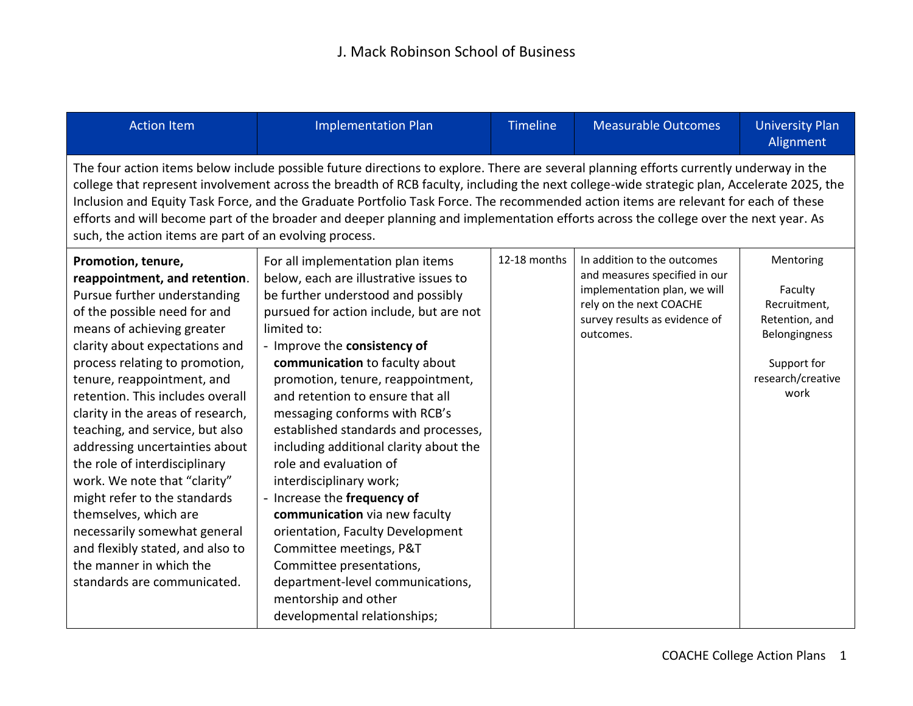# J. Mack Robinson School of Business

| Action Item | Implementation Plan | Timeline | Measurable Outcomes | University Plan Alignment |
|---|---|---|---|---|
| The four action items below include possible future directions to explore. There are several planning efforts currently underway in the college that represent involvement across the breadth of RCB faculty, including the next college-wide strategic plan, Accelerate 2025, the Inclusion and Equity Task Force, and the Graduate Portfolio Task Force. The recommended action items are relevant for each of these efforts and will become part of the broader and deeper planning and implementation efforts across the college over the next year. As such, the action items are part of an evolving process. | | | | |
| **Promotion, tenure, reappointment, and retention**. Pursue further understanding of the possible need for and means of achieving greater clarity about expectations and process relating to promotion, tenure, reappointment, and retention. This includes overall clarity in the areas of research, teaching, and service, but also addressing uncertainties about the role of interdisciplinary work. We note that "clarity" might refer to the standards themselves, which are necessarily somewhat general and flexibly stated, and also to the manner in which the standards are communicated. | For all implementation plan items below, each are illustrative issues to be further understood and possibly pursued for action include, but are not limited to:<br>- Improve the **consistency of communication** to faculty about promotion, tenure, reappointment, and retention to ensure that all messaging conforms with RCB's established standards and processes, including additional clarity about the role and evaluation of interdisciplinary work;<br>- Increase the **frequency of communication** via new faculty orientation, Faculty Development Committee meetings, P&T Committee presentations, department-level communications, mentorship and other developmental relationships; | 12-18 months | In addition to the outcomes and measures specified in our implementation plan, we will rely on the next COACHE survey results as evidence of outcomes. | Mentoring<br><br>Faculty Recruitment, Retention, and Belongingness<br><br>Support for research/creative work |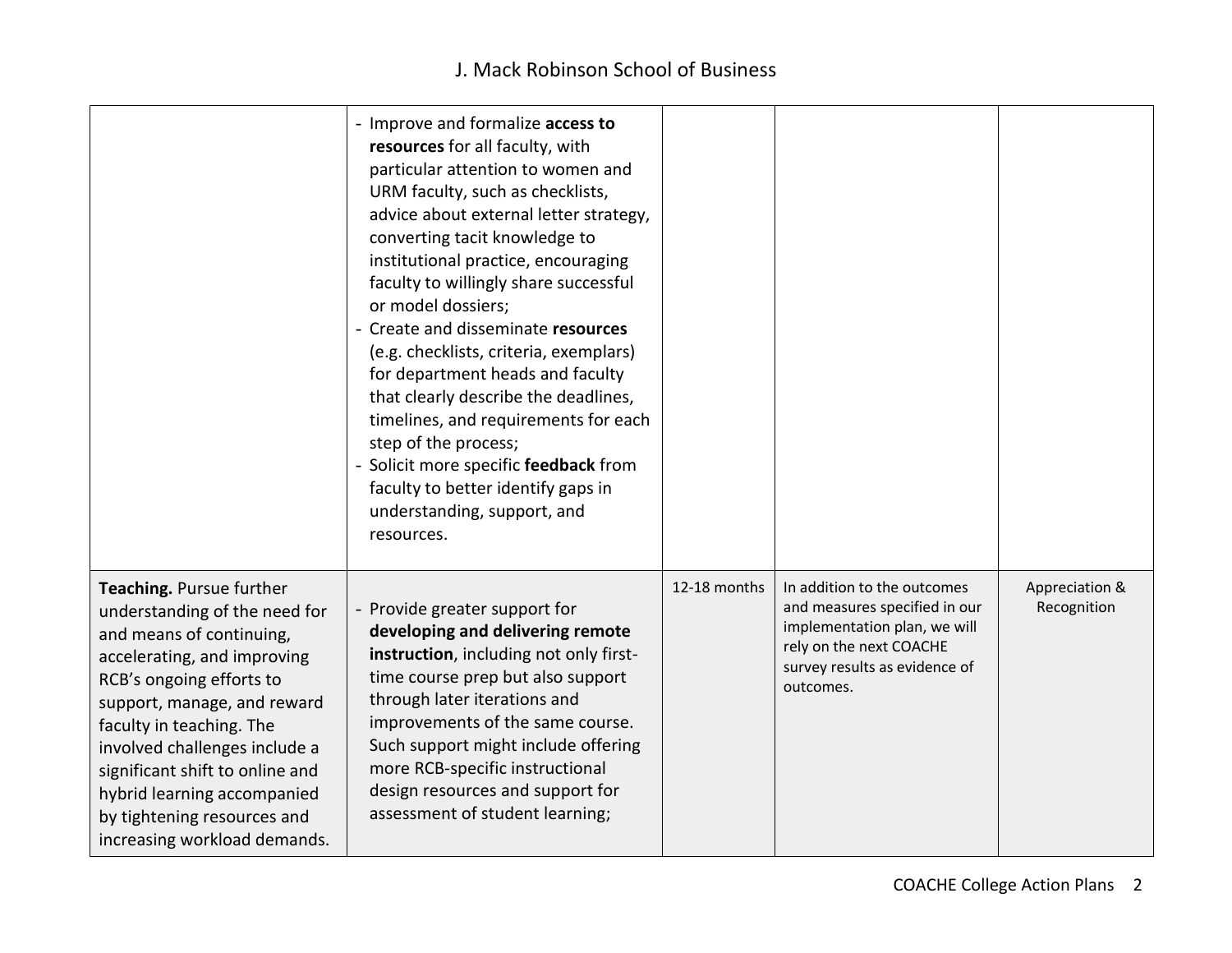| | | | | |
|---|---|---|---|---|
| | - Improve and formalize **access to resources** for all faculty, with particular attention to women and URM faculty, such as checklists, advice about external letter strategy, converting tacit knowledge to institutional practice, encouraging faculty to willingly share successful or model dossiers;<br>- Create and disseminate **resources** (e.g. checklists, criteria, exemplars) for department heads and faculty that clearly describe the deadlines, timelines, and requirements for each step of the process;<br>- Solicit more specific **feedback** from faculty to better identify gaps in understanding, support, and resources. | | | |
| **Teaching.** Pursue further understanding of the need for and means of continuing, accelerating, and improving RCB's ongoing efforts to support, manage, and reward faculty in teaching. The involved challenges include a significant shift to online and hybrid learning accompanied by tightening resources and increasing workload demands. | - Provide greater support for **developing and delivering remote instruction**, including not only first-time course prep but also support through later iterations and improvements of the same course. Such support might include offering more RCB-specific instructional design resources and support for assessment of student learning; | 12-18 months | In addition to the outcomes and measures specified in our implementation plan, we will rely on the next COACHE survey results as evidence of outcomes. | Appreciation & Recognition |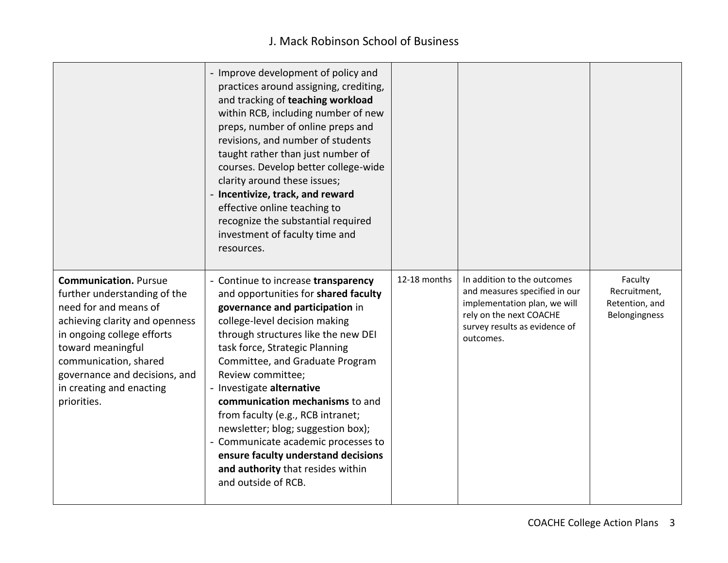| | | | | |
|---|---|---|---|---|
| | - Improve development of policy and practices around assigning, crediting, and tracking of **teaching workload** within RCB, including number of new preps, number of online preps and revisions, and number of students taught rather than just number of courses. Develop better college-wide clarity around these issues;<br>- **Incentivize, track, and reward** effective online teaching to recognize the substantial required investment of faculty time and resources. | | | |
| **Communication.** Pursue further understanding of the need for and means of achieving clarity and openness in ongoing college efforts toward meaningful communication, shared governance and decisions, and in creating and enacting priorities. | - Continue to increase **transparency** and opportunities for **shared faculty governance and participation** in college-level decision making through structures like the new DEI task force, Strategic Planning Committee, and Graduate Program Review committee;<br>- Investigate **alternative communication mechanisms** to and from faculty (e.g., RCB intranet; newsletter; blog; suggestion box);<br>- Communicate academic processes to **ensure faculty understand decisions and authority** that resides within and outside of RCB. | 12-18 months | In addition to the outcomes and measures specified in our implementation plan, we will rely on the next COACHE survey results as evidence of outcomes. | Faculty Recruitment, Retention, and Belongingness |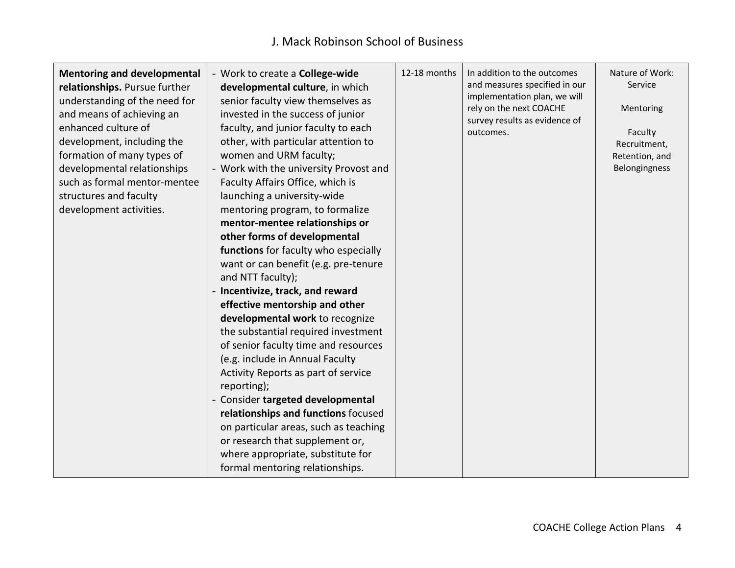| | | | | |
|---|---|---|---|---|
| **Mentoring and developmental relationships.** Pursue further understanding of the need for and means of achieving an enhanced culture of development, including the formation of many types of developmental relationships such as formal mentor-mentee structures and faculty development activities. | - Work to create a **College-wide developmental culture**, in which senior faculty view themselves as invested in the success of junior faculty, and junior faculty to each other, with particular attention to women and URM faculty;<br>- Work with the university Provost and Faculty Affairs Office, which is launching a university-wide mentoring program, to formalize **mentor-mentee relationships or other forms of developmental functions** for faculty who especially want or can benefit (e.g. pre-tenure and NTT faculty);<br>- **Incentivize, track, and reward effective mentorship and other developmental work** to recognize the substantial required investment of senior faculty time and resources (e.g. include in Annual Faculty Activity Reports as part of service reporting);<br>- Consider **targeted developmental relationships and functions** focused on particular areas, such as teaching or research that supplement or, where appropriate, substitute for formal mentoring relationships. | 12-18 months | In addition to the outcomes and measures specified in our implementation plan, we will rely on the next COACHE survey results as evidence of outcomes. | Nature of Work: Service<br><br>Mentoring<br><br>Faculty Recruitment, Retention, and Belongingness |